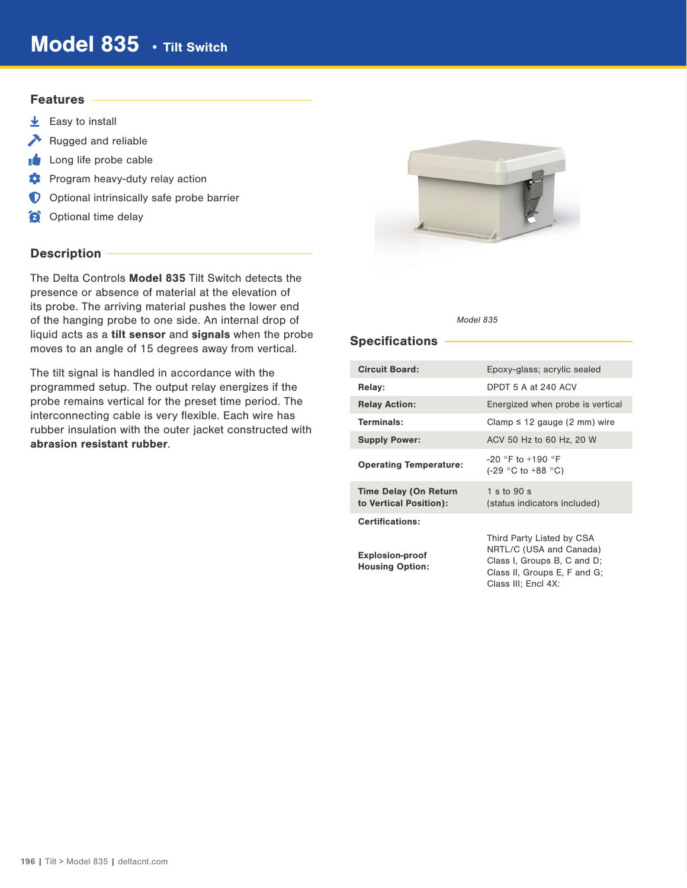# Model 835 • Tilt Switch

## Features

- Easy to install
- Rugged and reliable
- Long life probe cable
- Program heavy-duty relay action
- Optional intrinsically safe probe barrier
- Optional time delay

## Description

The Delta Controls **Model 835** Tilt Switch detects the presence or absence of material at the elevation of its probe. The arriving material pushes the lower end of the hanging probe to one side. An internal drop of liquid acts as a **tilt sensor** and **signals** when the probe moves to an angle of 15 degrees away from vertical.

The tilt signal is handled in accordance with the programmed setup. The output relay energizes if the probe remains vertical for the preset time period. The interconnecting cable is very flexible. Each wire has rubber insulation with the outer jacket constructed with **abrasion resistant rubber**.

*Model 835*

## Specifications

| | |
|---|---|
| **Circuit Board:** | Epoxy-glass; acrylic sealed |
| **Relay:** | DPDT 5 A at 240 ACV |
| **Relay Action:** | Energized when probe is vertical |
| **Terminals:** | Clamp ≤ 12 gauge (2 mm) wire |
| **Supply Power:** | ACV 50 Hz to 60 Hz, 20 W |
| **Operating Temperature:** | -20 °F to +190 °F (-29 °C to +88 °C) |
| **Time Delay (On Return to Vertical Position):** | 1 s to 90 s (status indicators included) |
| **Certifications:** | |
| **Explosion-proof Housing Option:** | Third Party Listed by CSA NRTL/C (USA and Canada) Class I, Groups B, C and D; Class II, Groups E, F and G; Class III; Encl 4X: |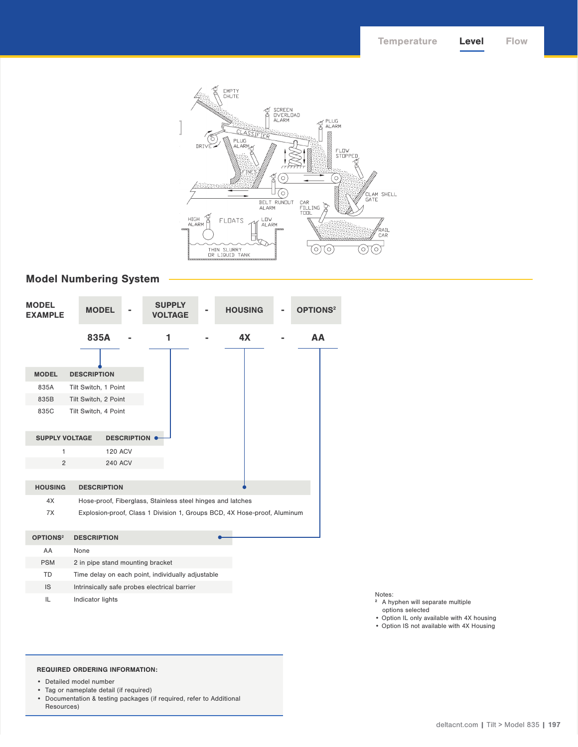EMPTY CHUTE
SCREEN OVERLOAD ALARM
PLUG ALARM
CLASSIFIER
DRIVE
PLUG ALARM
FLOW STOPPED
FINES
BELT RUNOUT ALARM
CAR FILLING TOOL
CLAM SHELL GATE
HIGH ALARM
FLOATS
LOW ALARM
RAIL CAR
THIN SLURRY OR LIQUID TANK

## Model Numbering System

| MODEL EXAMPLE | MODEL | - | SUPPLY VOLTAGE | - | HOUSING | - | OPTIONS[2] |
|---|---|---|---|---|---|---|---|
| | 835A | - | 1 | - | 4X | - | AA |

| MODEL | DESCRIPTION |
|---|---|
| 835A | Tilt Switch, 1 Point |
| 835B | Tilt Switch, 2 Point |
| 835C | Tilt Switch, 4 Point |

| SUPPLY VOLTAGE | DESCRIPTION |
|---|---|
| 1 | 120 ACV |
| 2 | 240 ACV |

| HOUSING | DESCRIPTION |
|---|---|
| 4X | Hose-proof, Fiberglass, Stainless steel hinges and latches |
| 7X | Explosion-proof, Class 1 Division 1, Groups BCD, 4X Hose-proof, Aluminum |

| OPTIONS[2] | DESCRIPTION |
|---|---|
| AA | None |
| PSM | 2 in pipe stand mounting bracket |
| TD | Time delay on each point, individually adjustable |
| IS | Intrinsically safe probes electrical barrier |
| IL | Indicator lights |

Notes:
[2] A hyphen will separate multiple options selected
- Option IL only available with 4X housing
- Option IS not available with 4X Housing

**REQUIRED ORDERING INFORMATION:**

- Detailed model number
- Tag or nameplate detail (if required)
- Documentation & testing packages (if required, refer to Additional Resources)